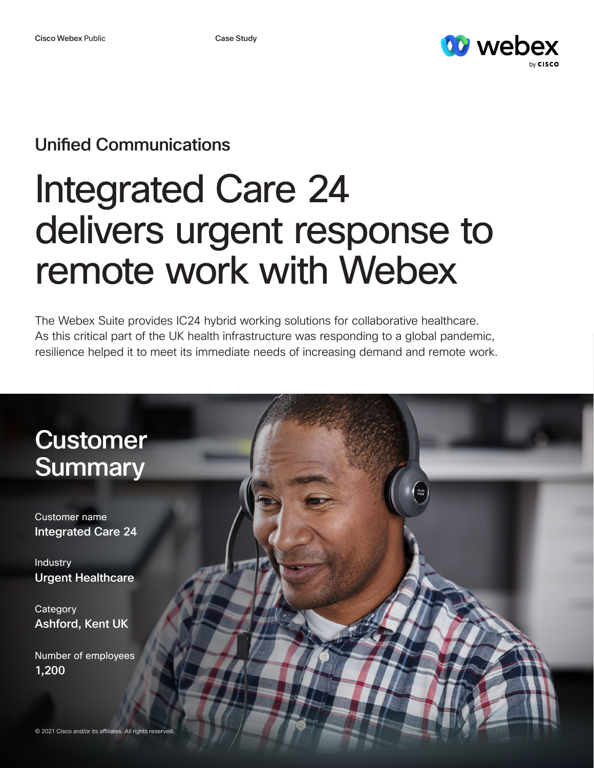Cisco Webex Public

Case Study

## Unified Communications

# Integrated Care 24 delivers urgent response to remote work with Webex

The Webex Suite provides IC24 hybrid working solutions for collaborative healthcare. As this critical part of the UK health infrastructure was responding to a global pandemic, resilience helped it to meet its immediate needs of increasing demand and remote work.

## Customer Summary

Customer name
**Integrated Care 24**

Industry
**Urgent Healthcare**

Category
**Ashford, Kent UK**

Number of employees
**1,200**

© 2021 Cisco and/or its affiliates. All rights reserved.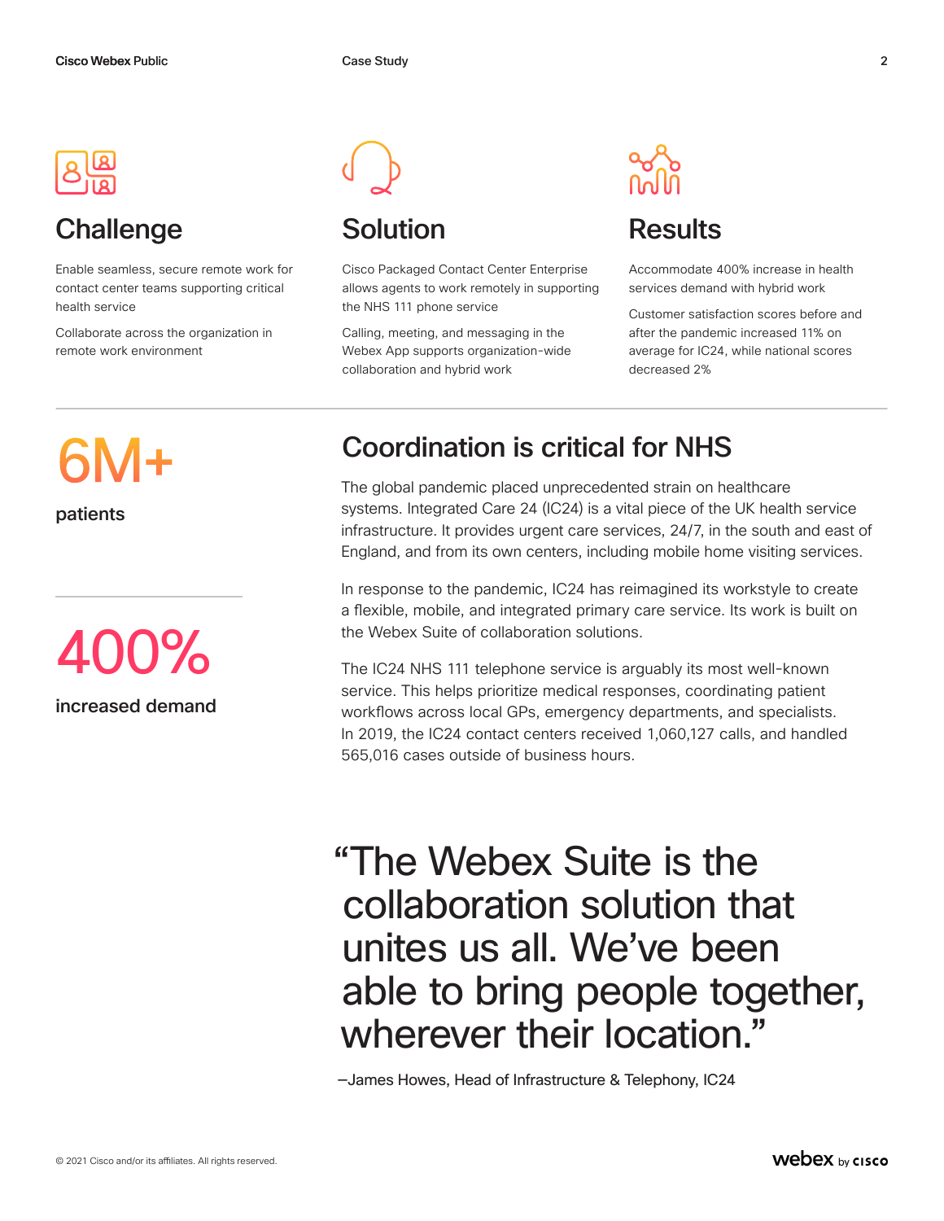## Challenge

Enable seamless, secure remote work for contact center teams supporting critical health service

Collaborate across the organization in remote work environment

## Solution

Cisco Packaged Contact Center Enterprise allows agents to work remotely in supporting the NHS 111 phone service

Calling, meeting, and messaging in the Webex App supports organization-wide collaboration and hybrid work

## Results

Accommodate 400% increase in health services demand with hybrid work

Customer satisfaction scores before and after the pandemic increased 11% on average for IC24, while national scores decreased 2%

**6M+**
patients

**400%**
increased demand

## Coordination is critical for NHS

The global pandemic placed unprecedented strain on healthcare systems. Integrated Care 24 (IC24) is a vital piece of the UK health service infrastructure. It provides urgent care services, 24/7, in the south and east of England, and from its own centers, including mobile home visiting services.

In response to the pandemic, IC24 has reimagined its workstyle to create a flexible, mobile, and integrated primary care service. Its work is built on the Webex Suite of collaboration solutions.

The IC24 NHS 111 telephone service is arguably its most well-known service. This helps prioritize medical responses, coordinating patient workflows across local GPs, emergency departments, and specialists. In 2019, the IC24 contact centers received 1,060,127 calls, and handled 565,016 cases outside of business hours.

> "The Webex Suite is the collaboration solution that unites us all. We've been able to bring people together, wherever their location."
>
> —James Howes, Head of Infrastructure & Telephony, IC24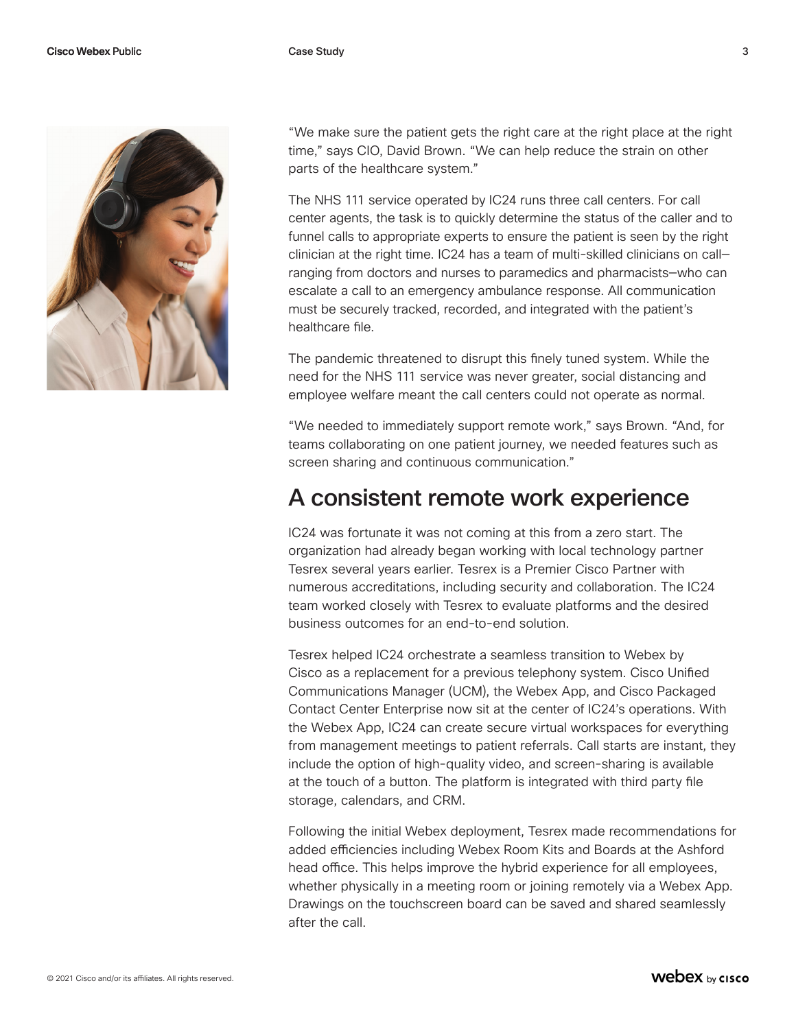"We make sure the patient gets the right care at the right place at the right time," says CIO, David Brown. "We can help reduce the strain on other parts of the healthcare system."

The NHS 111 service operated by IC24 runs three call centers. For call center agents, the task is to quickly determine the status of the caller and to funnel calls to appropriate experts to ensure the patient is seen by the right clinician at the right time. IC24 has a team of multi-skilled clinicians on call–ranging from doctors and nurses to paramedics and pharmacists–who can escalate a call to an emergency ambulance response. All communication must be securely tracked, recorded, and integrated with the patient's healthcare file.

The pandemic threatened to disrupt this finely tuned system. While the need for the NHS 111 service was never greater, social distancing and employee welfare meant the call centers could not operate as normal.

"We needed to immediately support remote work," says Brown. "And, for teams collaborating on one patient journey, we needed features such as screen sharing and continuous communication."

## A consistent remote work experience

IC24 was fortunate it was not coming at this from a zero start. The organization had already began working with local technology partner Tesrex several years earlier. Tesrex is a Premier Cisco Partner with numerous accreditations, including security and collaboration. The IC24 team worked closely with Tesrex to evaluate platforms and the desired business outcomes for an end-to-end solution.

Tesrex helped IC24 orchestrate a seamless transition to Webex by Cisco as a replacement for a previous telephony system. Cisco Unified Communications Manager (UCM), the Webex App, and Cisco Packaged Contact Center Enterprise now sit at the center of IC24's operations. With the Webex App, IC24 can create secure virtual workspaces for everything from management meetings to patient referrals. Call starts are instant, they include the option of high-quality video, and screen-sharing is available at the touch of a button. The platform is integrated with third party file storage, calendars, and CRM.

Following the initial Webex deployment, Tesrex made recommendations for added efficiencies including Webex Room Kits and Boards at the Ashford head office. This helps improve the hybrid experience for all employees, whether physically in a meeting room or joining remotely via a Webex App. Drawings on the touchscreen board can be saved and shared seamlessly after the call.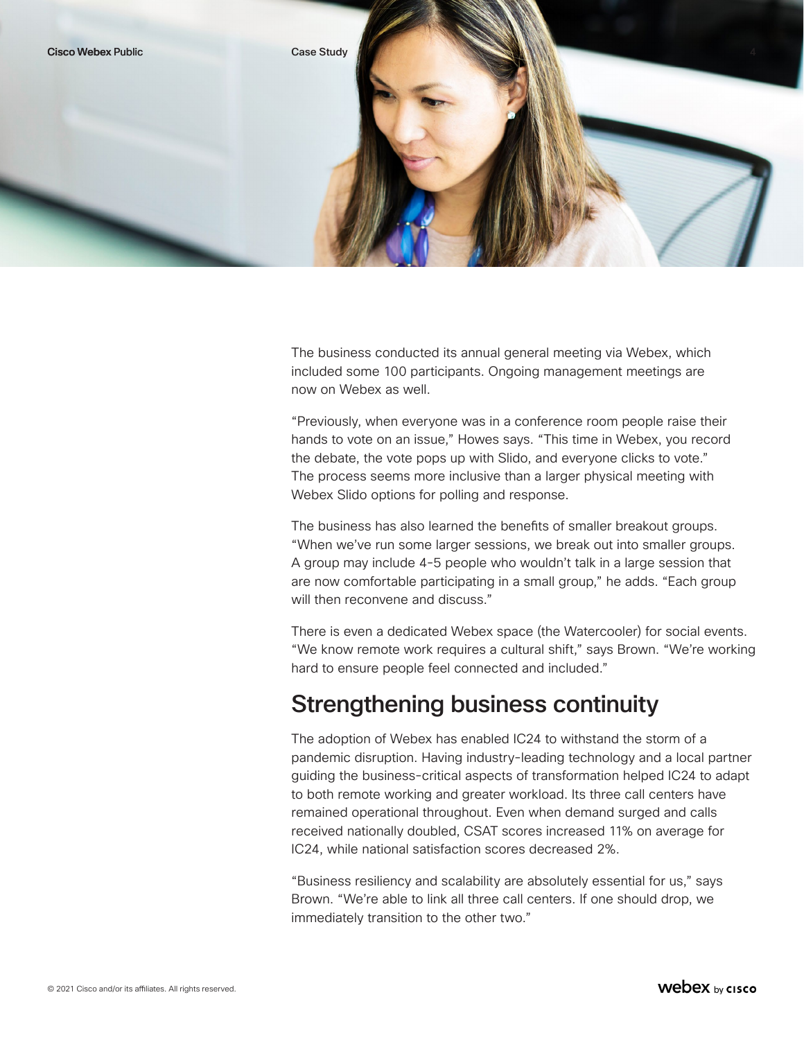The business conducted its annual general meeting via Webex, which included some 100 participants. Ongoing management meetings are now on Webex as well.

"Previously, when everyone was in a conference room people raise their hands to vote on an issue," Howes says. "This time in Webex, you record the debate, the vote pops up with Slido, and everyone clicks to vote." The process seems more inclusive than a larger physical meeting with Webex Slido options for polling and response.

The business has also learned the benefits of smaller breakout groups. "When we've run some larger sessions, we break out into smaller groups. A group may include 4-5 people who wouldn't talk in a large session that are now comfortable participating in a small group," he adds. "Each group will then reconvene and discuss."

There is even a dedicated Webex space (the Watercooler) for social events. "We know remote work requires a cultural shift," says Brown. "We're working hard to ensure people feel connected and included."

## Strengthening business continuity

The adoption of Webex has enabled IC24 to withstand the storm of a pandemic disruption. Having industry-leading technology and a local partner guiding the business-critical aspects of transformation helped IC24 to adapt to both remote working and greater workload. Its three call centers have remained operational throughout. Even when demand surged and calls received nationally doubled, CSAT scores increased 11% on average for IC24, while national satisfaction scores decreased 2%.

"Business resiliency and scalability are absolutely essential for us," says Brown. "We're able to link all three call centers. If one should drop, we immediately transition to the other two."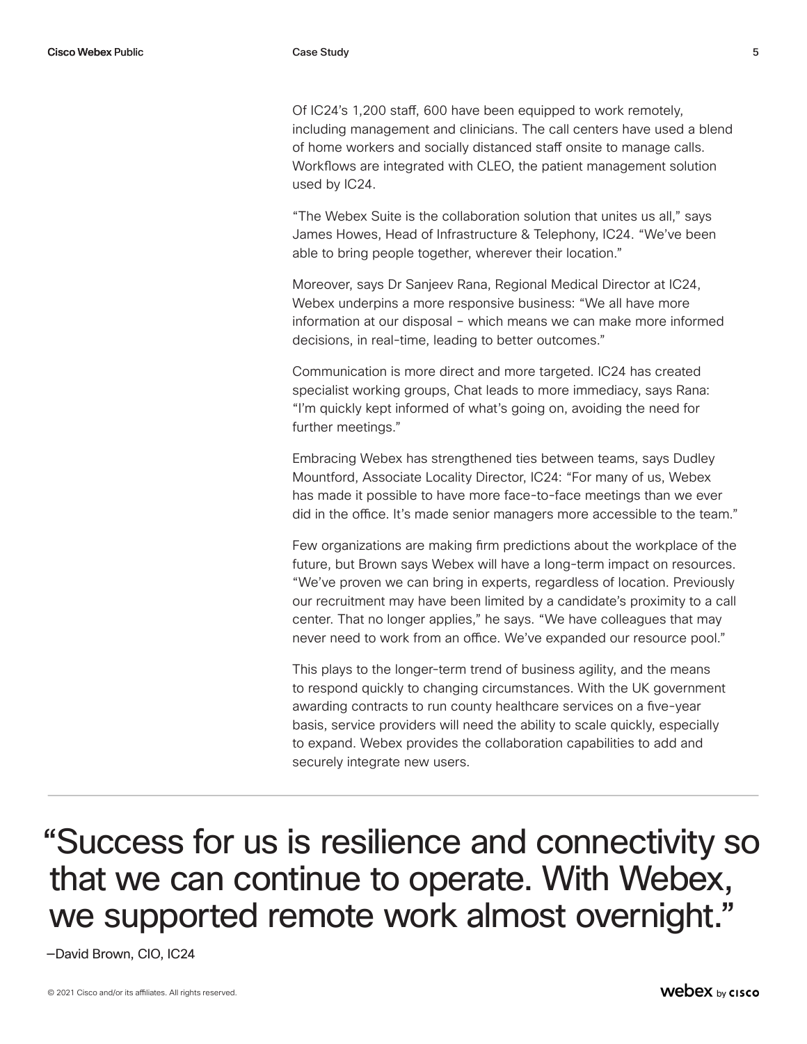Of IC24's 1,200 staff, 600 have been equipped to work remotely, including management and clinicians. The call centers have used a blend of home workers and socially distanced staff onsite to manage calls. Workflows are integrated with CLEO, the patient management solution used by IC24.

"The Webex Suite is the collaboration solution that unites us all," says James Howes, Head of Infrastructure & Telephony, IC24. "We've been able to bring people together, wherever their location."

Moreover, says Dr Sanjeev Rana, Regional Medical Director at IC24, Webex underpins a more responsive business: "We all have more information at our disposal – which means we can make more informed decisions, in real-time, leading to better outcomes."

Communication is more direct and more targeted. IC24 has created specialist working groups, Chat leads to more immediacy, says Rana: "I'm quickly kept informed of what's going on, avoiding the need for further meetings."

Embracing Webex has strengthened ties between teams, says Dudley Mountford, Associate Locality Director, IC24: "For many of us, Webex has made it possible to have more face-to-face meetings than we ever did in the office. It's made senior managers more accessible to the team."

Few organizations are making firm predictions about the workplace of the future, but Brown says Webex will have a long-term impact on resources. "We've proven we can bring in experts, regardless of location. Previously our recruitment may have been limited by a candidate's proximity to a call center. That no longer applies," he says. "We have colleagues that may never need to work from an office. We've expanded our resource pool."

This plays to the longer-term trend of business agility, and the means to respond quickly to changing circumstances. With the UK government awarding contracts to run county healthcare services on a five-year basis, service providers will need the ability to scale quickly, especially to expand. Webex provides the collaboration capabilities to add and securely integrate new users.

---

> "Success for us is resilience and connectivity so that we can continue to operate. With Webex, we supported remote work almost overnight."

—David Brown, CIO, IC24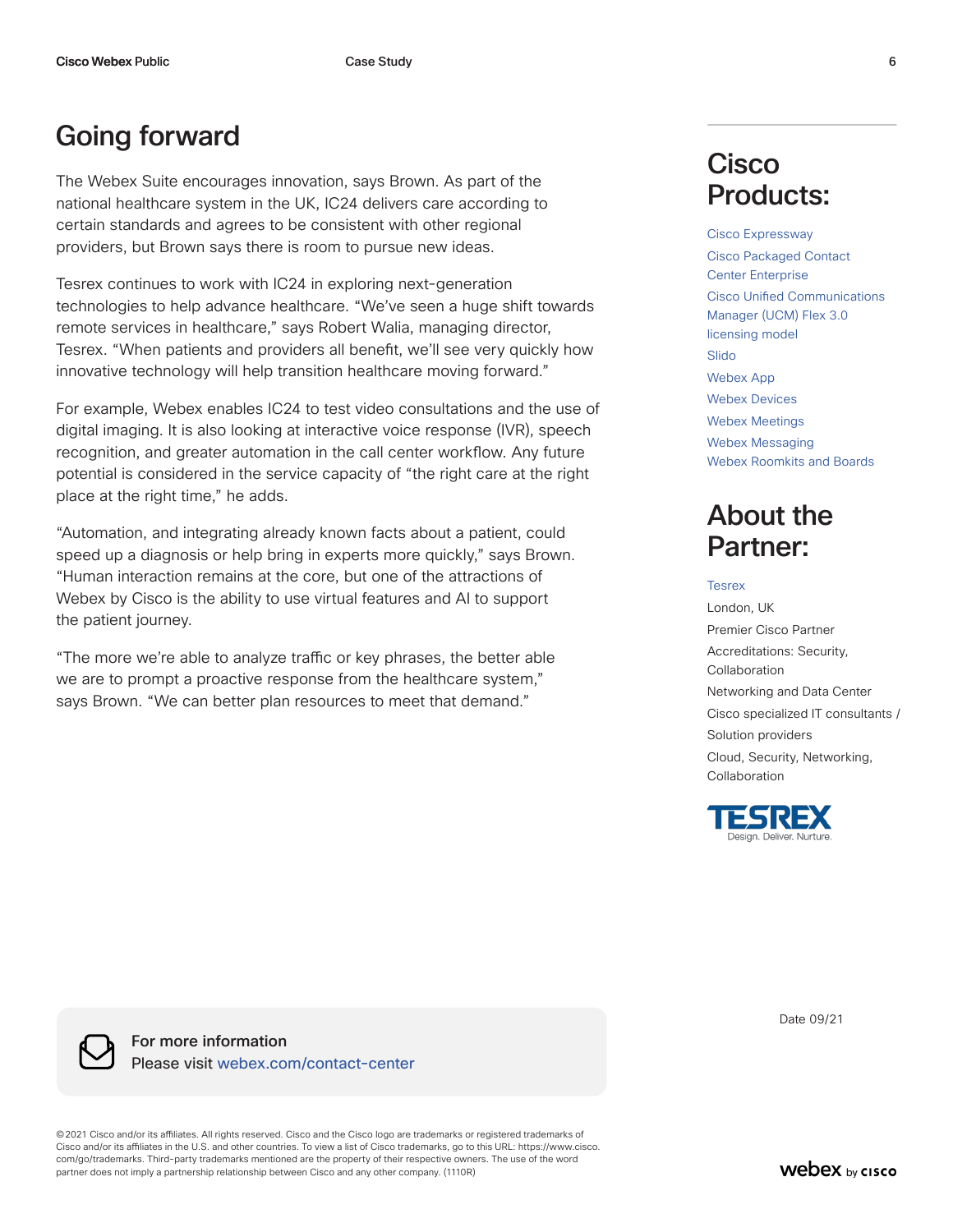# Going forward

The Webex Suite encourages innovation, says Brown. As part of the national healthcare system in the UK, IC24 delivers care according to certain standards and agrees to be consistent with other regional providers, but Brown says there is room to pursue new ideas.

Tesrex continues to work with IC24 in exploring next-generation technologies to help advance healthcare. “We’ve seen a huge shift towards remote services in healthcare,” says Robert Walia, managing director, Tesrex. “When patients and providers all benefit, we’ll see very quickly how innovative technology will help transition healthcare moving forward.”

For example, Webex enables IC24 to test video consultations and the use of digital imaging. It is also looking at interactive voice response (IVR), speech recognition, and greater automation in the call center workflow. Any future potential is considered in the service capacity of “the right care at the right place at the right time,” he adds.

“Automation, and integrating already known facts about a patient, could speed up a diagnosis or help bring in experts more quickly,” says Brown. “Human interaction remains at the core, but one of the attractions of Webex by Cisco is the ability to use virtual features and AI to support the patient journey.

“The more we’re able to analyze traffic or key phrases, the better able we are to prompt a proactive response from the healthcare system,” says Brown. “We can better plan resources to meet that demand.”

## Cisco Products:

- Cisco Expressway
- Cisco Packaged Contact Center Enterprise
- Cisco Unified Communications Manager (UCM) Flex 3.0 licensing model
- Slido
- Webex App
- Webex Devices
- Webex Meetings
- Webex Messaging
- Webex Roomkits and Boards

## About the Partner:

Tesrex
London, UK
Premier Cisco Partner
Accreditations: Security, Collaboration
Networking and Data Center
Cisco specialized IT consultants / Solution providers
Cloud, Security, Networking, Collaboration

TESREX
Design. Deliver. Nurture.

For more information
Please visit webex.com/contact-center

Date 09/21

©2021 Cisco and/or its affiliates. All rights reserved. Cisco and the Cisco logo are trademarks or registered trademarks of Cisco and/or its affiliates in the U.S. and other countries. To view a list of Cisco trademarks, go to this URL: https://www.cisco.com/go/trademarks. Third-party trademarks mentioned are the property of their respective owners. The use of the word partner does not imply a partnership relationship between Cisco and any other company. (1110R)